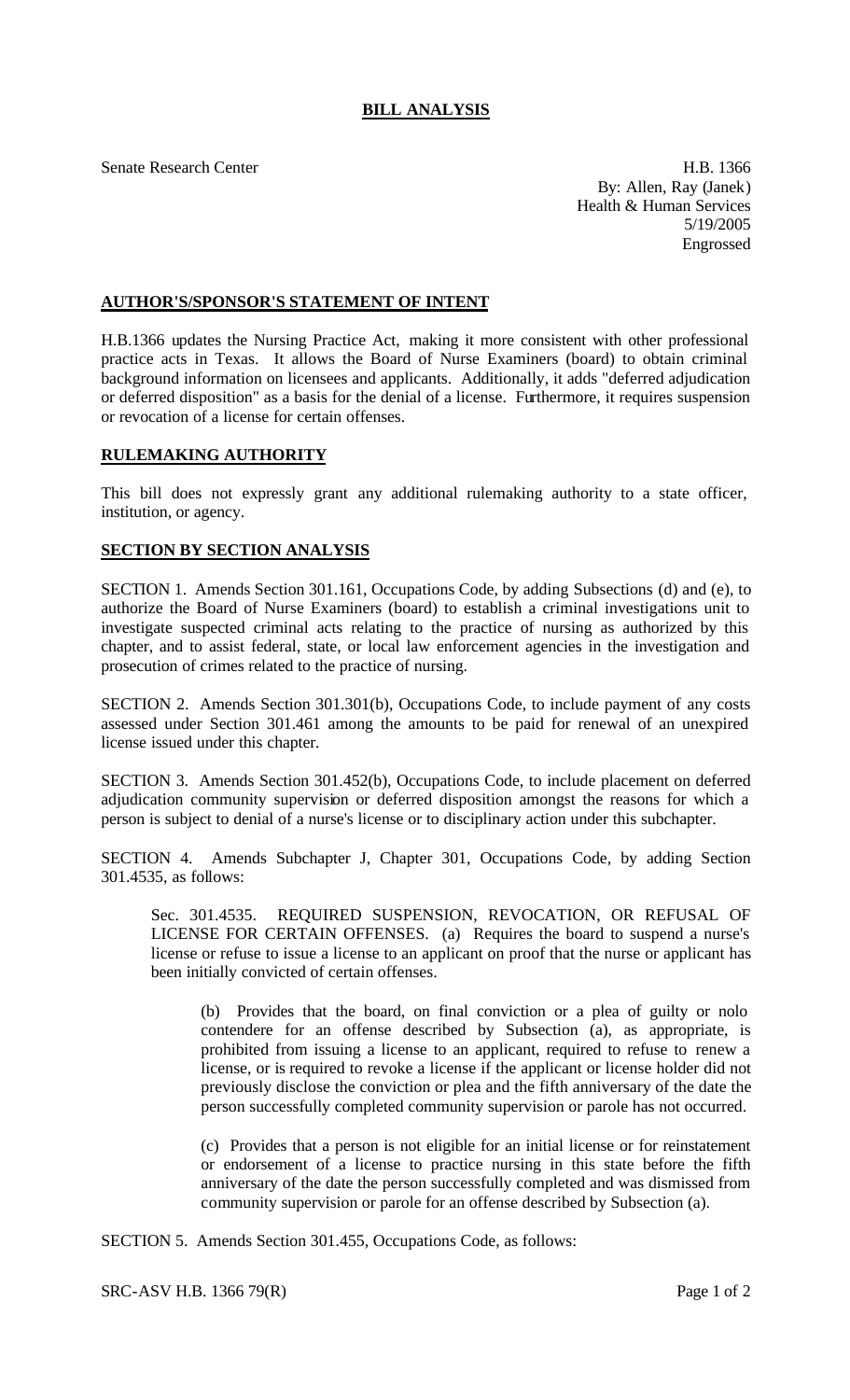# BILL ANALYSIS

Senate Research Center

H.B. 1366
By: Allen, Ray (Janek)
Health & Human Services
5/19/2005
Engrossed

## AUTHOR'S/SPONSOR'S STATEMENT OF INTENT

H.B.1366 updates the Nursing Practice Act, making it more consistent with other professional practice acts in Texas. It allows the Board of Nurse Examiners (board) to obtain criminal background information on licensees and applicants. Additionally, it adds "deferred adjudication or deferred disposition" as a basis for the denial of a license. Furthermore, it requires suspension or revocation of a license for certain offenses.

## RULEMAKING AUTHORITY

This bill does not expressly grant any additional rulemaking authority to a state officer, institution, or agency.

## SECTION BY SECTION ANALYSIS

SECTION 1. Amends Section 301.161, Occupations Code, by adding Subsections (d) and (e), to authorize the Board of Nurse Examiners (board) to establish a criminal investigations unit to investigate suspected criminal acts relating to the practice of nursing as authorized by this chapter, and to assist federal, state, or local law enforcement agencies in the investigation and prosecution of crimes related to the practice of nursing.

SECTION 2. Amends Section 301.301(b), Occupations Code, to include payment of any costs assessed under Section 301.461 among the amounts to be paid for renewal of an unexpired license issued under this chapter.

SECTION 3. Amends Section 301.452(b), Occupations Code, to include placement on deferred adjudication community supervision or deferred disposition amongst the reasons for which a person is subject to denial of a nurse's license or to disciplinary action under this subchapter.

SECTION 4. Amends Subchapter J, Chapter 301, Occupations Code, by adding Section 301.4535, as follows:

Sec. 301.4535. REQUIRED SUSPENSION, REVOCATION, OR REFUSAL OF LICENSE FOR CERTAIN OFFENSES. (a) Requires the board to suspend a nurse's license or refuse to issue a license to an applicant on proof that the nurse or applicant has been initially convicted of certain offenses.

(b) Provides that the board, on final conviction or a plea of guilty or nolo contendere for an offense described by Subsection (a), as appropriate, is prohibited from issuing a license to an applicant, required to refuse to renew a license, or is required to revoke a license if the applicant or license holder did not previously disclose the conviction or plea and the fifth anniversary of the date the person successfully completed community supervision or parole has not occurred.

(c) Provides that a person is not eligible for an initial license or for reinstatement or endorsement of a license to practice nursing in this state before the fifth anniversary of the date the person successfully completed and was dismissed from community supervision or parole for an offense described by Subsection (a).

SECTION 5. Amends Section 301.455, Occupations Code, as follows:

SRC-ASV H.B. 1366 79(R)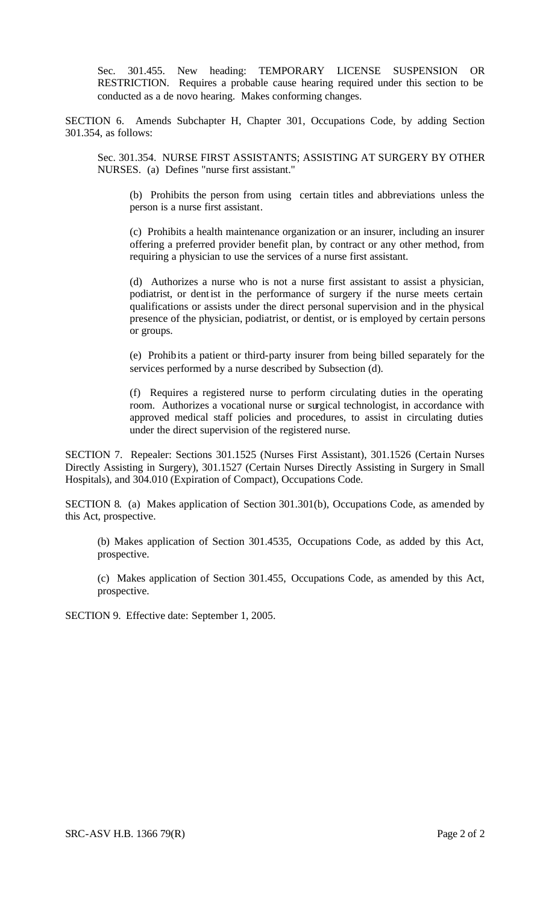Sec. 301.455. New heading: TEMPORARY LICENSE SUSPENSION OR RESTRICTION. Requires a probable cause hearing required under this section to be conducted as a de novo hearing. Makes conforming changes.

SECTION 6. Amends Subchapter H, Chapter 301, Occupations Code, by adding Section 301.354, as follows:

Sec. 301.354. NURSE FIRST ASSISTANTS; ASSISTING AT SURGERY BY OTHER NURSES. (a) Defines "nurse first assistant."

(b) Prohibits the person from using certain titles and abbreviations unless the person is a nurse first assistant.

(c) Prohibits a health maintenance organization or an insurer, including an insurer offering a preferred provider benefit plan, by contract or any other method, from requiring a physician to use the services of a nurse first assistant.

(d) Authorizes a nurse who is not a nurse first assistant to assist a physician, podiatrist, or dentist in the performance of surgery if the nurse meets certain qualifications or assists under the direct personal supervision and in the physical presence of the physician, podiatrist, or dentist, or is employed by certain persons or groups.

(e) Prohibits a patient or third-party insurer from being billed separately for the services performed by a nurse described by Subsection (d).

(f) Requires a registered nurse to perform circulating duties in the operating room. Authorizes a vocational nurse or surgical technologist, in accordance with approved medical staff policies and procedures, to assist in circulating duties under the direct supervision of the registered nurse.

SECTION 7. Repealer: Sections 301.1525 (Nurses First Assistant), 301.1526 (Certain Nurses Directly Assisting in Surgery), 301.1527 (Certain Nurses Directly Assisting in Surgery in Small Hospitals), and 304.010 (Expiration of Compact), Occupations Code.

SECTION 8. (a) Makes application of Section 301.301(b), Occupations Code, as amended by this Act, prospective.

(b) Makes application of Section 301.4535, Occupations Code, as added by this Act, prospective.

(c) Makes application of Section 301.455, Occupations Code, as amended by this Act, prospective.

SECTION 9. Effective date: September 1, 2005.